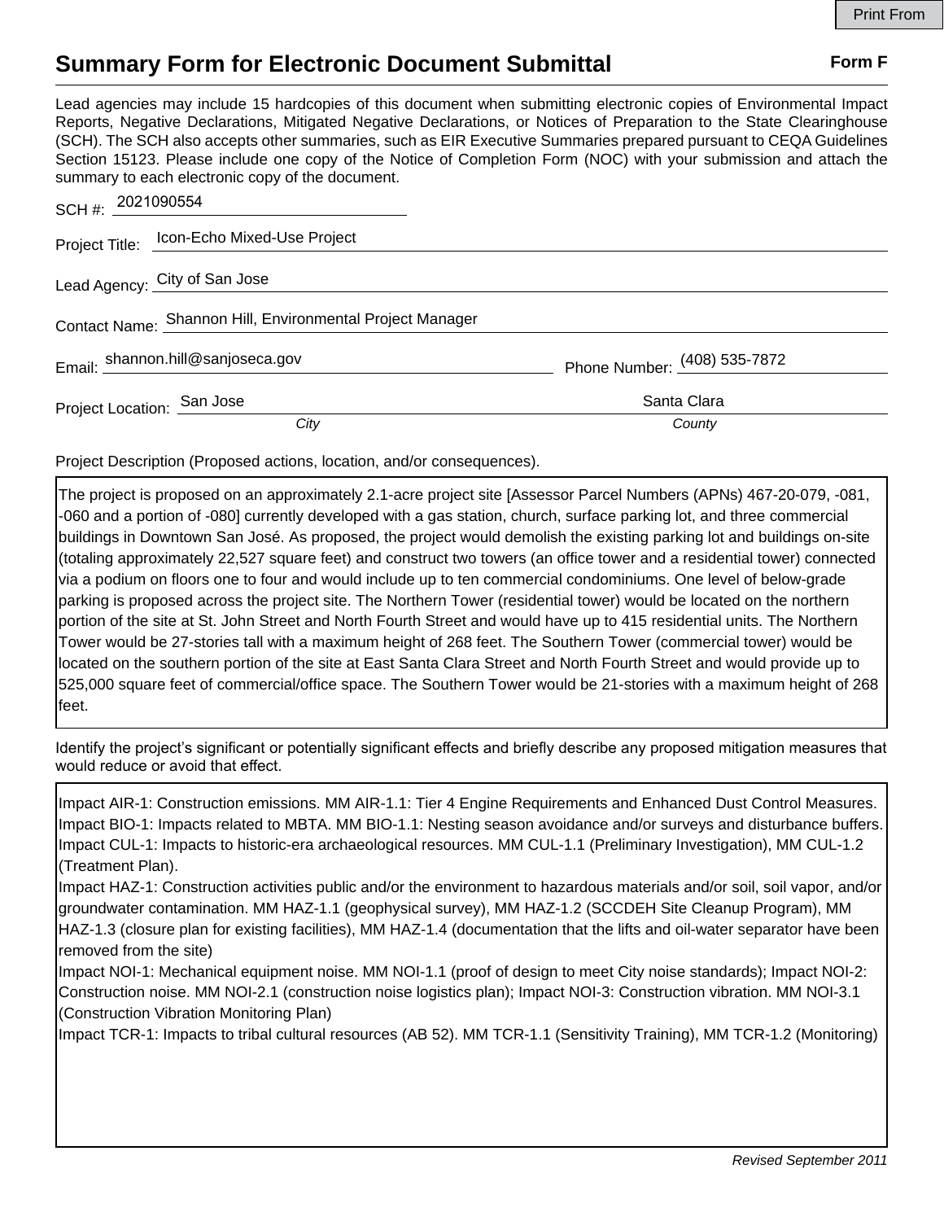# Summary Form for Electronic Document Submittal

**Form F**

Lead agencies may include 15 hardcopies of this document when submitting electronic copies of Environmental Impact Reports, Negative Declarations, Mitigated Negative Declarations, or Notices of Preparation to the State Clearinghouse (SCH). The SCH also accepts other summaries, such as EIR Executive Summaries prepared pursuant to CEQA Guidelines Section 15123. Please include one copy of the Notice of Completion Form (NOC) with your submission and attach the summary to each electronic copy of the document.

SCH #: 2021090554

Project Title: Icon-Echo Mixed-Use Project

Lead Agency: City of San Jose

Contact Name: Shannon Hill, Environmental Project Manager

Email: shannon.hill@sanjoseca.gov Phone Number: (408) 535-7872

Project Location: San Jose (City), Santa Clara (County)

Project Description (Proposed actions, location, and/or consequences).

The project is proposed on an approximately 2.1-acre project site [Assessor Parcel Numbers (APNs) 467-20-079, -081, -060 and a portion of -080] currently developed with a gas station, church, surface parking lot, and three commercial buildings in Downtown San José. As proposed, the project would demolish the existing parking lot and buildings on-site (totaling approximately 22,527 square feet) and construct two towers (an office tower and a residential tower) connected via a podium on floors one to four and would include up to ten commercial condominiums. One level of below-grade parking is proposed across the project site. The Northern Tower (residential tower) would be located on the northern portion of the site at St. John Street and North Fourth Street and would have up to 415 residential units. The Northern Tower would be 27-stories tall with a maximum height of 268 feet. The Southern Tower (commercial tower) would be located on the southern portion of the site at East Santa Clara Street and North Fourth Street and would provide up to 525,000 square feet of commercial/office space. The Southern Tower would be 21-stories with a maximum height of 268 feet.

Identify the project's significant or potentially significant effects and briefly describe any proposed mitigation measures that would reduce or avoid that effect.

Impact AIR-1: Construction emissions. MM AIR-1.1: Tier 4 Engine Requirements and Enhanced Dust Control Measures.
Impact BIO-1: Impacts related to MBTA. MM BIO-1.1: Nesting season avoidance and/or surveys and disturbance buffers.
Impact CUL-1: Impacts to historic-era archaeological resources. MM CUL-1.1 (Preliminary Investigation), MM CUL-1.2 (Treatment Plan).
Impact HAZ-1: Construction activities public and/or the environment to hazardous materials and/or soil, soil vapor, and/or groundwater contamination. MM HAZ-1.1 (geophysical survey), MM HAZ-1.2 (SCCDEH Site Cleanup Program), MM HAZ-1.3 (closure plan for existing facilities), MM HAZ-1.4 (documentation that the lifts and oil-water separator have been removed from the site)
Impact NOI-1: Mechanical equipment noise. MM NOI-1.1 (proof of design to meet City noise standards); Impact NOI-2: Construction noise. MM NOI-2.1 (construction noise logistics plan); Impact NOI-3: Construction vibration. MM NOI-3.1 (Construction Vibration Monitoring Plan)
Impact TCR-1: Impacts to tribal cultural resources (AB 52). MM TCR-1.1 (Sensitivity Training), MM TCR-1.2 (Monitoring)

*Revised September 2011*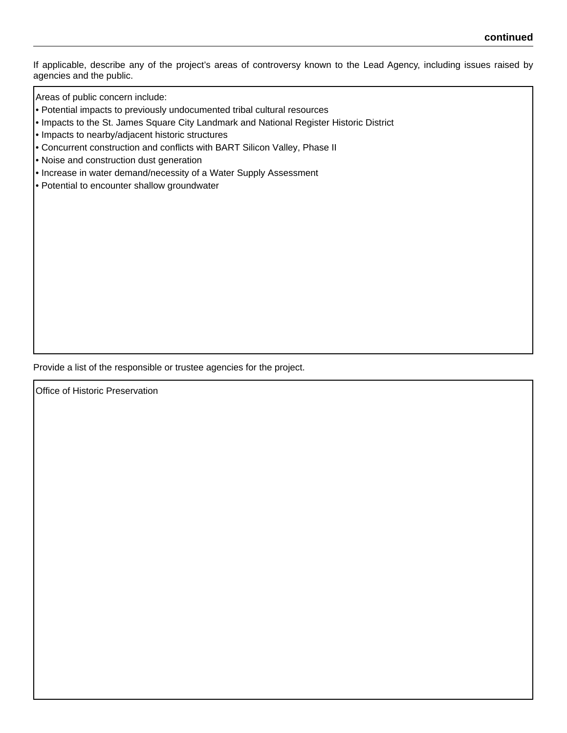**continued**

If applicable, describe any of the project's areas of controversy known to the Lead Agency, including issues raised by agencies and the public.

Areas of public concern include:

- Potential impacts to previously undocumented tribal cultural resources
- Impacts to the St. James Square City Landmark and National Register Historic District
- Impacts to nearby/adjacent historic structures
- Concurrent construction and conflicts with BART Silicon Valley, Phase II
- Noise and construction dust generation
- Increase in water demand/necessity of a Water Supply Assessment
- Potential to encounter shallow groundwater

Provide a list of the responsible or trustee agencies for the project.

Office of Historic Preservation